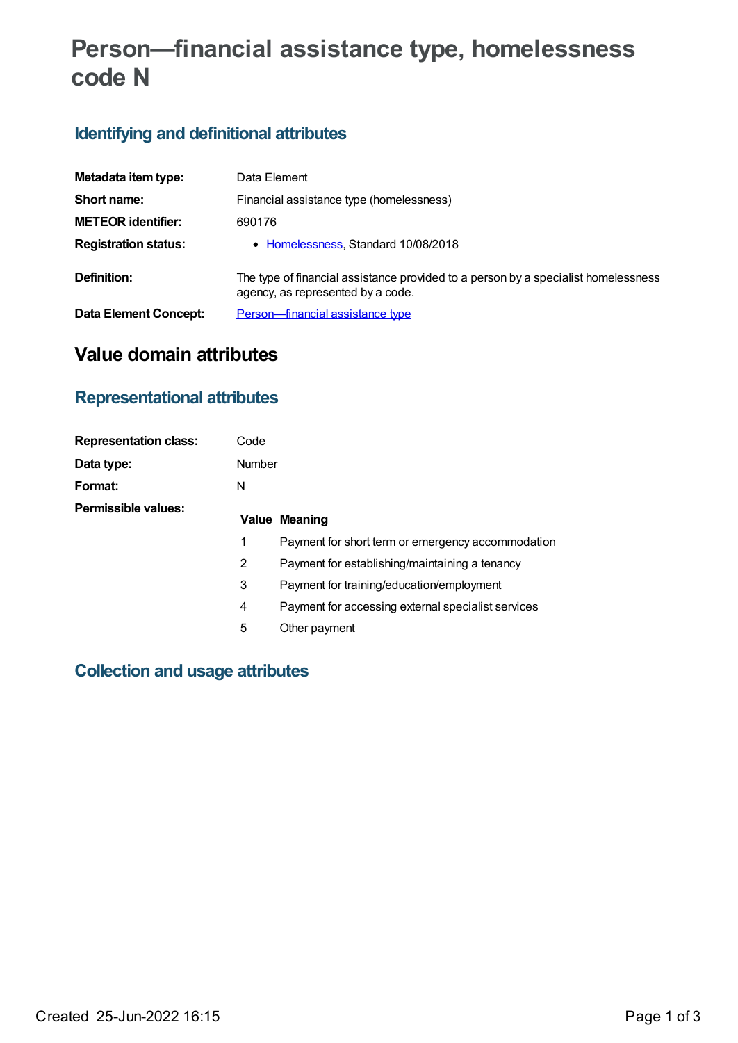# Person—financial assistance type, homelessness code N

## Identifying and definitional attributes

| | |
|---|---|
| **Metadata item type:** | Data Element |
| **Short name:** | Financial assistance type (homelessness) |
| **METEOR identifier:** | 690176 |
| **Registration status:** | • Homelessness, Standard 10/08/2018 |
| **Definition:** | The type of financial assistance provided to a person by a specialist homelessness agency, as represented by a code. |
| **Data Element Concept:** | Person—financial assistance type |

# Value domain attributes

## Representational attributes

| | |
|---|---|
| **Representation class:** | Code |
| **Data type:** | Number |
| **Format:** | N |
| **Permissible values:** | |

| Value | Meaning |
|---|---|
| 1 | Payment for short term or emergency accommodation |
| 2 | Payment for establishing/maintaining a tenancy |
| 3 | Payment for training/education/employment |
| 4 | Payment for accessing external specialist services |
| 5 | Other payment |

## Collection and usage attributes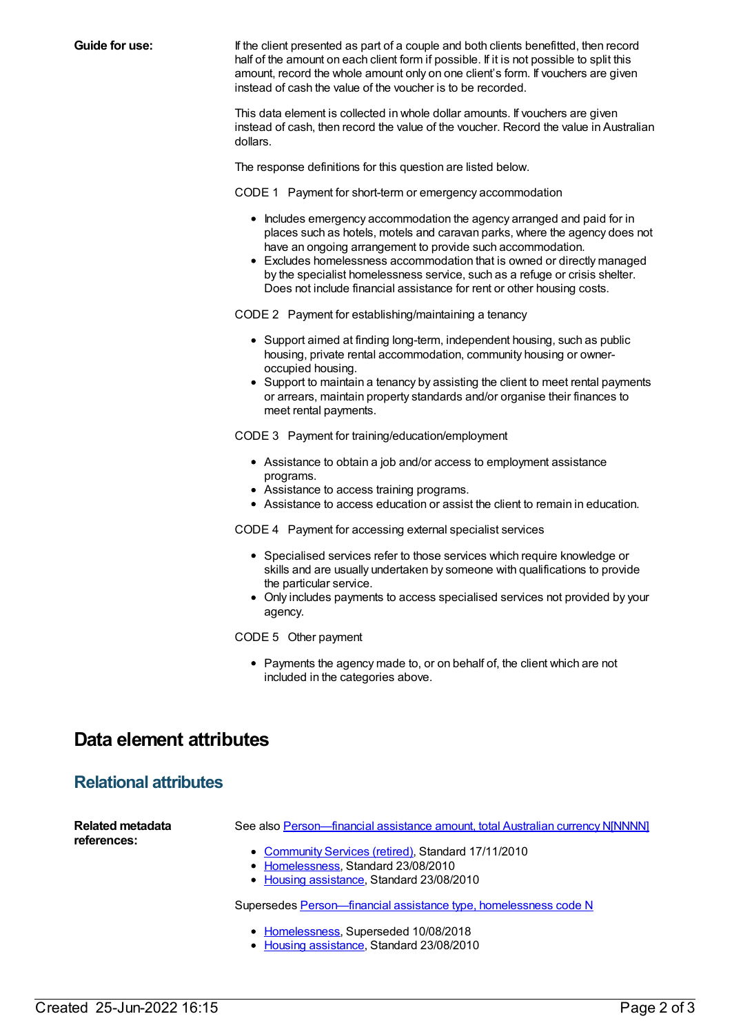**Guide for use:**

If the client presented as part of a couple and both clients benefitted, then record half of the amount on each client form if possible. If it is not possible to split this amount, record the whole amount only on one client's form. If vouchers are given instead of cash the value of the voucher is to be recorded.

This data element is collected in whole dollar amounts. If vouchers are given instead of cash, then record the value of the voucher. Record the value in Australian dollars.

The response definitions for this question are listed below.

CODE 1 Payment for short-term or emergency accommodation

- Includes emergency accommodation the agency arranged and paid for in places such as hotels, motels and caravan parks, where the agency does not have an ongoing arrangement to provide such accommodation.
- Excludes homelessness accommodation that is owned or directly managed by the specialist homelessness service, such as a refuge or crisis shelter. Does not include financial assistance for rent or other housing costs.

CODE 2 Payment for establishing/maintaining a tenancy

- Support aimed at finding long-term, independent housing, such as public housing, private rental accommodation, community housing or owner-occupied housing.
- Support to maintain a tenancy by assisting the client to meet rental payments or arrears, maintain property standards and/or organise their finances to meet rental payments.

CODE 3 Payment for training/education/employment

- Assistance to obtain a job and/or access to employment assistance programs.
- Assistance to access training programs.
- Assistance to access education or assist the client to remain in education.

CODE 4 Payment for accessing external specialist services

- Specialised services refer to those services which require knowledge or skills and are usually undertaken by someone with qualifications to provide the particular service.
- Only includes payments to access specialised services not provided by your agency.

CODE 5 Other payment

- Payments the agency made to, or on behalf of, the client which are not included in the categories above.

# Data element attributes

## Relational attributes

**Related metadata references:**

See also Person—financial assistance amount, total Australian currency N[NNNN]

- Community Services (retired), Standard 17/11/2010
- Homelessness, Standard 23/08/2010
- Housing assistance, Standard 23/08/2010

Supersedes Person—financial assistance type, homelessness code N

- Homelessness, Superseded 10/08/2018
- Housing assistance, Standard 23/08/2010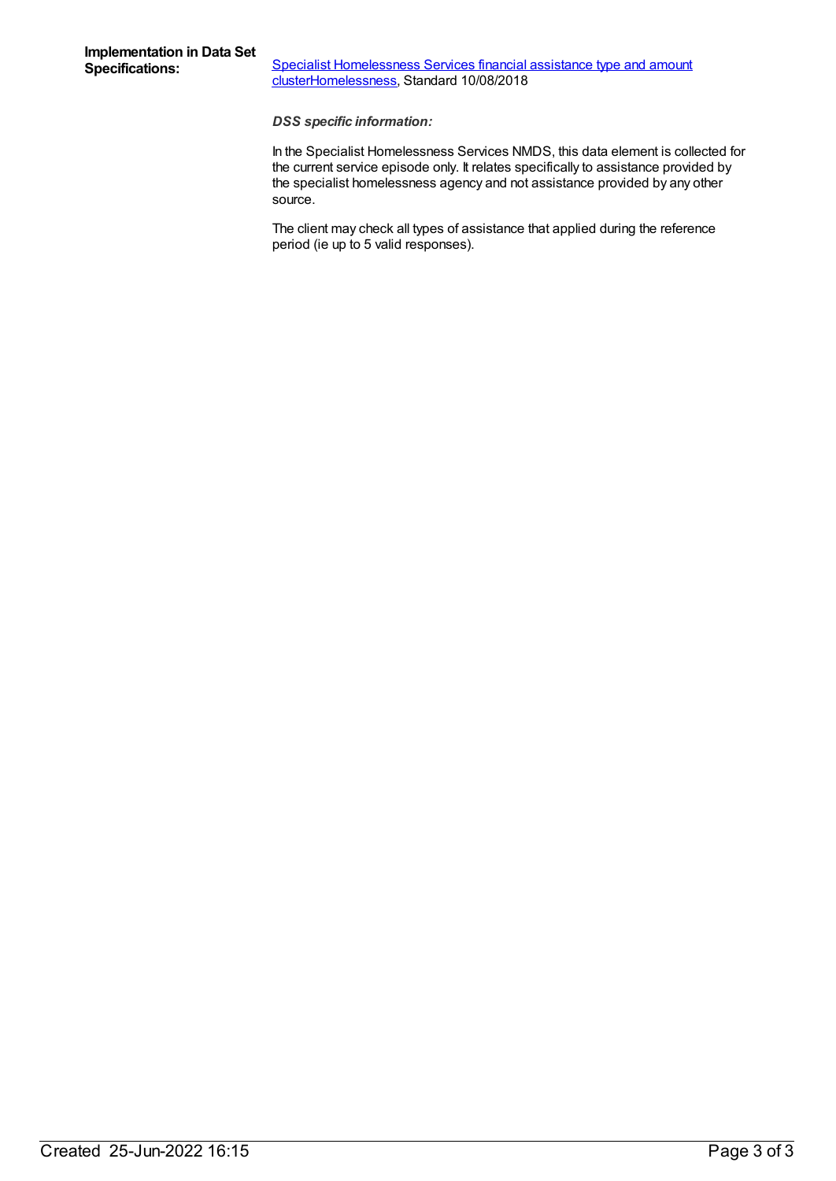**Implementation in Data Set Specifications:**

Specialist Homelessness Services financial assistance type and amount clusterHomelessness, Standard 10/08/2018

***DSS specific information:***

In the Specialist Homelessness Services NMDS, this data element is collected for the current service episode only. It relates specifically to assistance provided by the specialist homelessness agency and not assistance provided by any other source.

The client may check all types of assistance that applied during the reference period (ie up to 5 valid responses).